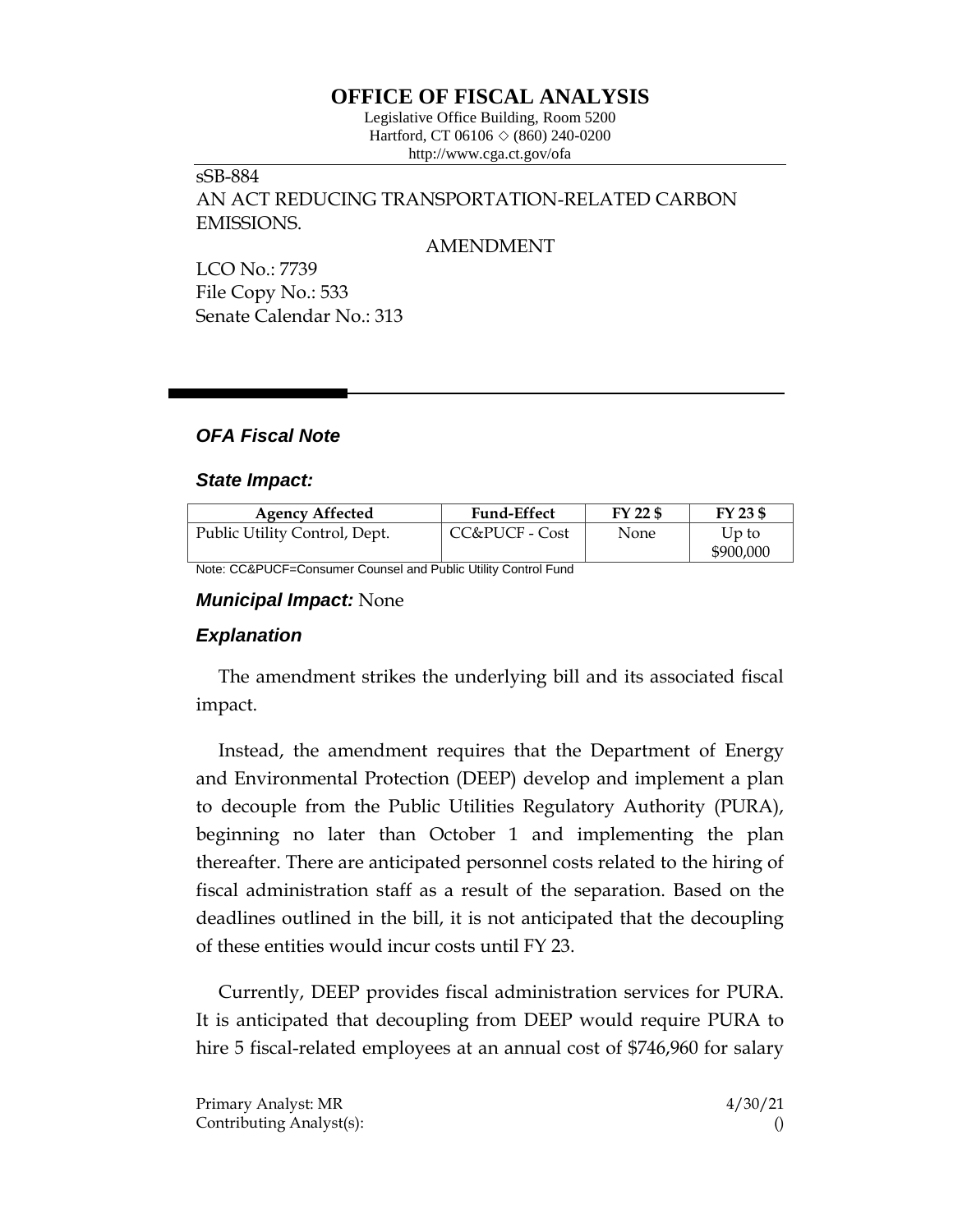# OFFICE OF FISCAL ANALYSIS

Legislative Office Building, Room 5200
Hartford, CT 06106 ◇ (860) 240-0200
http://www.cga.ct.gov/ofa

sSB-884
AN ACT REDUCING TRANSPORTATION-RELATED CARBON EMISSIONS.

AMENDMENT

LCO No.: 7739
File Copy No.: 533
Senate Calendar No.: 313

---

## *OFA Fiscal Note*

### *State Impact:*

| Agency Affected | Fund-Effect | FY 22 $ | FY 23 $ |
|---|---|---|---|
| Public Utility Control, Dept. | CC&PUCF - Cost | None | Up to $900,000 |

Note: CC&PUCF=Consumer Counsel and Public Utility Control Fund

### *Municipal Impact:* None

### *Explanation*

The amendment strikes the underlying bill and its associated fiscal impact.

Instead, the amendment requires that the Department of Energy and Environmental Protection (DEEP) develop and implement a plan to decouple from the Public Utilities Regulatory Authority (PURA), beginning no later than October 1 and implementing the plan thereafter. There are anticipated personnel costs related to the hiring of fiscal administration staff as a result of the separation. Based on the deadlines outlined in the bill, it is not anticipated that the decoupling of these entities would incur costs until FY 23.

Currently, DEEP provides fiscal administration services for PURA. It is anticipated that decoupling from DEEP would require PURA to hire 5 fiscal-related employees at an annual cost of $746,960 for salary

Primary Analyst: MR	4/30/21
Contributing Analyst(s):	()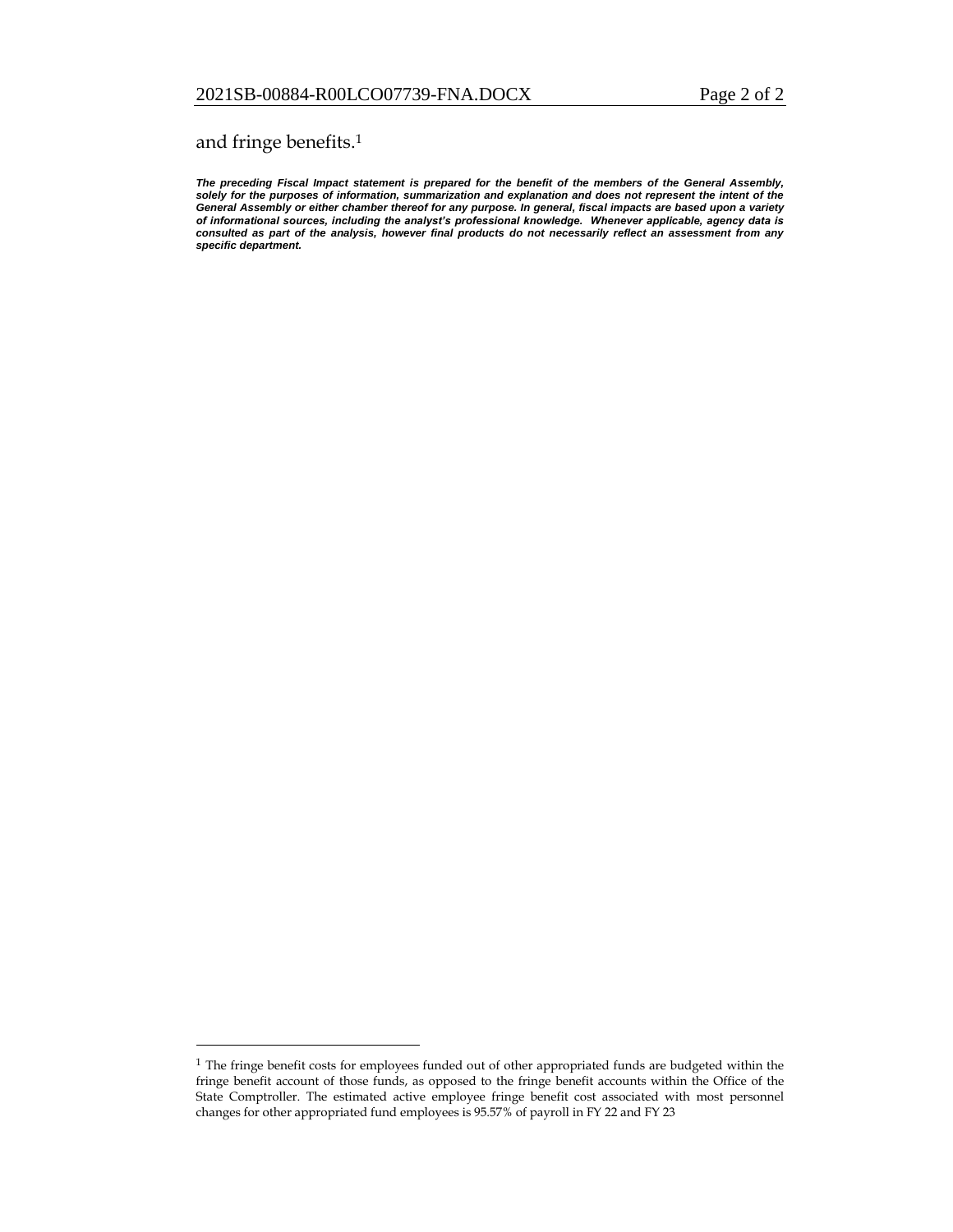and fringe benefits.[1]

***The preceding Fiscal Impact statement is prepared for the benefit of the members of the General Assembly, solely for the purposes of information, summarization and explanation and does not represent the intent of the General Assembly or either chamber thereof for any purpose. In general, fiscal impacts are based upon a variety of informational sources, including the analyst's professional knowledge. Whenever applicable, agency data is consulted as part of the analysis, however final products do not necessarily reflect an assessment from any specific department.***

[1] The fringe benefit costs for employees funded out of other appropriated funds are budgeted within the fringe benefit account of those funds, as opposed to the fringe benefit accounts within the Office of the State Comptroller. The estimated active employee fringe benefit cost associated with most personnel changes for other appropriated fund employees is 95.57% of payroll in FY 22 and FY 23